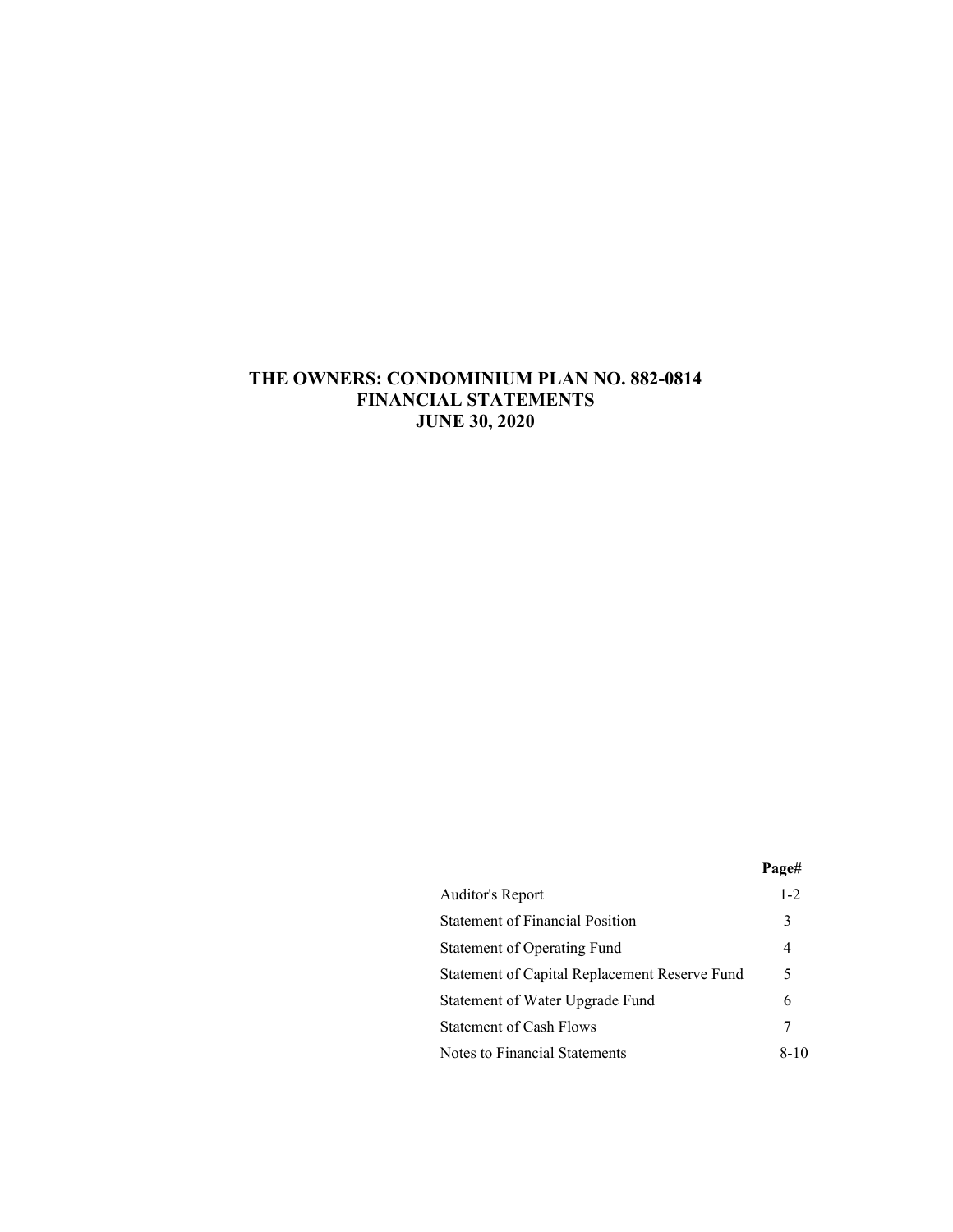# THE OWNERS: CONDOMINIUM PLAN NO. 882-0814
## FINANCIAL STATEMENTS
## JUNE 30, 2020

| | Page# |
|---|---|
| Auditor's Report | 1-2 |
| Statement of Financial Position | 3 |
| Statement of Operating Fund | 4 |
| Statement of Capital Replacement Reserve Fund | 5 |
| Statement of Water Upgrade Fund | 6 |
| Statement of Cash Flows | 7 |
| Notes to Financial Statements | 8-10 |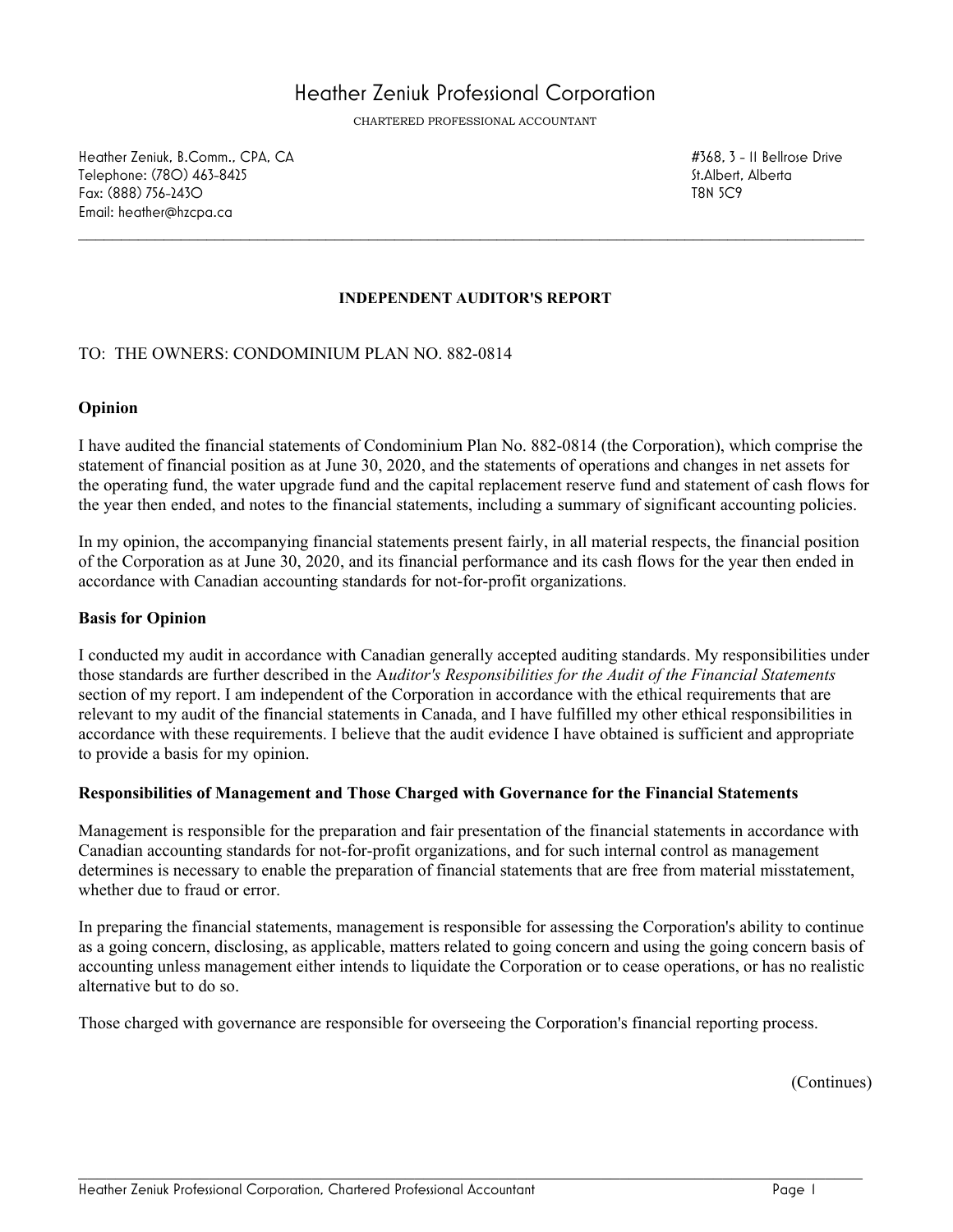# Heather Zeniuk Professional Corporation

CHARTERED PROFESSIONAL ACCOUNTANT

Heather Zeniuk, B.Comm., CPA, CA
Telephone: (780) 463-8425
Fax: (888) 756-2430
Email: heather@hzcpa.ca

#368, 3 - 11 Bellrose Drive
St.Albert, Alberta
T8N 5C9

---

## INDEPENDENT AUDITOR'S REPORT

TO: THE OWNERS: CONDOMINIUM PLAN NO. 882-0814

### Opinion

I have audited the financial statements of Condominium Plan No. 882-0814 (the Corporation), which comprise the statement of financial position as at June 30, 2020, and the statements of operations and changes in net assets for the operating fund, the water upgrade fund and the capital replacement reserve fund and statement of cash flows for the year then ended, and notes to the financial statements, including a summary of significant accounting policies.

In my opinion, the accompanying financial statements present fairly, in all material respects, the financial position of the Corporation as at June 30, 2020, and its financial performance and its cash flows for the year then ended in accordance with Canadian accounting standards for not-for-profit organizations.

### Basis for Opinion

I conducted my audit in accordance with Canadian generally accepted auditing standards. My responsibilities under those standards are further described in the *Auditor's Responsibilities for the Audit of the Financial Statements* section of my report. I am independent of the Corporation in accordance with the ethical requirements that are relevant to my audit of the financial statements in Canada, and I have fulfilled my other ethical responsibilities in accordance with these requirements. I believe that the audit evidence I have obtained is sufficient and appropriate to provide a basis for my opinion.

### Responsibilities of Management and Those Charged with Governance for the Financial Statements

Management is responsible for the preparation and fair presentation of the financial statements in accordance with Canadian accounting standards for not-for-profit organizations, and for such internal control as management determines is necessary to enable the preparation of financial statements that are free from material misstatement, whether due to fraud or error.

In preparing the financial statements, management is responsible for assessing the Corporation's ability to continue as a going concern, disclosing, as applicable, matters related to going concern and using the going concern basis of accounting unless management either intends to liquidate the Corporation or to cease operations, or has no realistic alternative but to do so.

Those charged with governance are responsible for overseeing the Corporation's financial reporting process.

(Continues)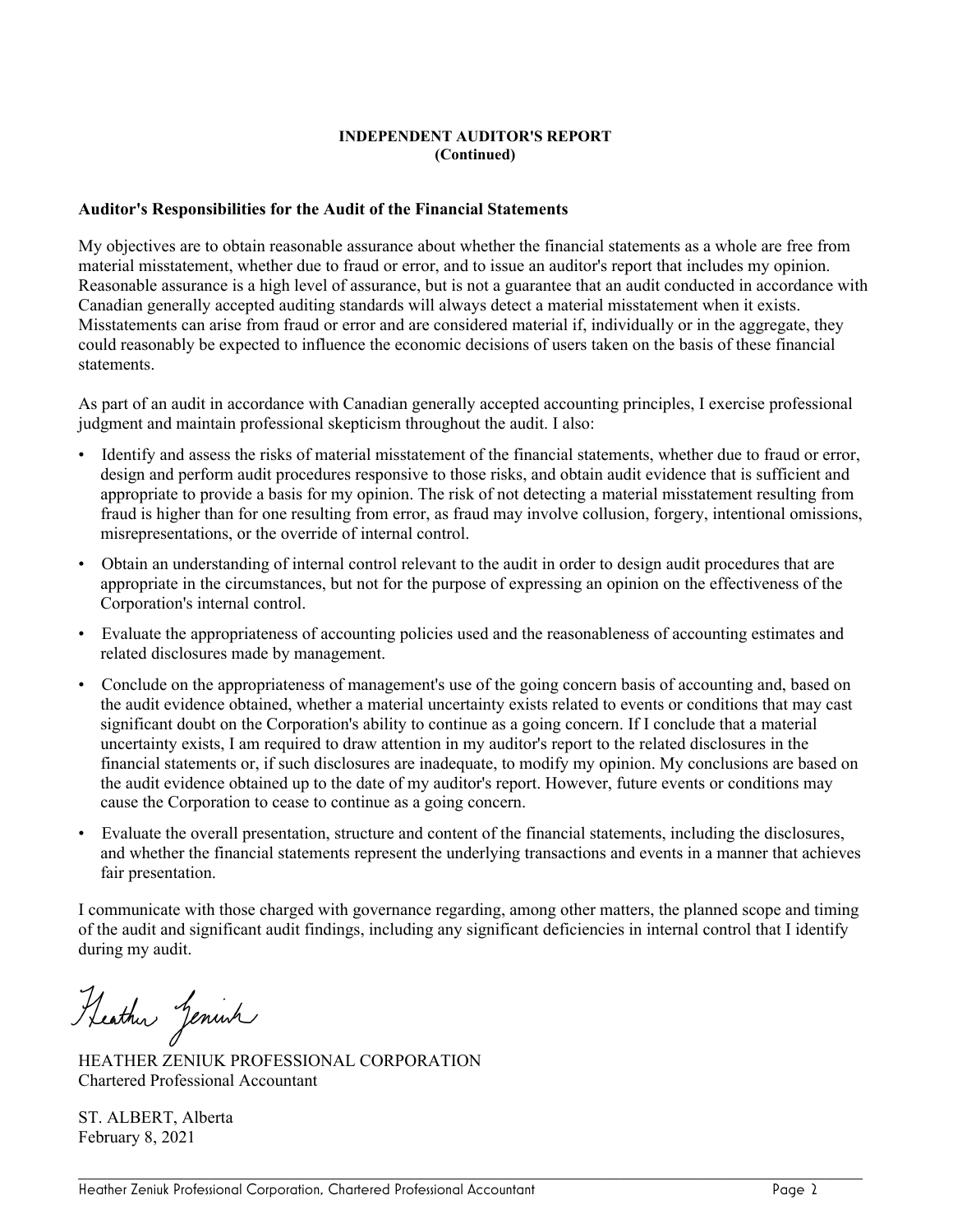**INDEPENDENT AUDITOR'S REPORT**
**(Continued)**

**Auditor's Responsibilities for the Audit of the Financial Statements**

My objectives are to obtain reasonable assurance about whether the financial statements as a whole are free from material misstatement, whether due to fraud or error, and to issue an auditor's report that includes my opinion. Reasonable assurance is a high level of assurance, but is not a guarantee that an audit conducted in accordance with Canadian generally accepted auditing standards will always detect a material misstatement when it exists. Misstatements can arise from fraud or error and are considered material if, individually or in the aggregate, they could reasonably be expected to influence the economic decisions of users taken on the basis of these financial statements.

As part of an audit in accordance with Canadian generally accepted accounting principles, I exercise professional judgment and maintain professional skepticism throughout the audit. I also:

- Identify and assess the risks of material misstatement of the financial statements, whether due to fraud or error, design and perform audit procedures responsive to those risks, and obtain audit evidence that is sufficient and appropriate to provide a basis for my opinion. The risk of not detecting a material misstatement resulting from fraud is higher than for one resulting from error, as fraud may involve collusion, forgery, intentional omissions, misrepresentations, or the override of internal control.
- Obtain an understanding of internal control relevant to the audit in order to design audit procedures that are appropriate in the circumstances, but not for the purpose of expressing an opinion on the effectiveness of the Corporation's internal control.
- Evaluate the appropriateness of accounting policies used and the reasonableness of accounting estimates and related disclosures made by management.
- Conclude on the appropriateness of management's use of the going concern basis of accounting and, based on the audit evidence obtained, whether a material uncertainty exists related to events or conditions that may cast significant doubt on the Corporation's ability to continue as a going concern. If I conclude that a material uncertainty exists, I am required to draw attention in my auditor's report to the related disclosures in the financial statements or, if such disclosures are inadequate, to modify my opinion. My conclusions are based on the audit evidence obtained up to the date of my auditor's report. However, future events or conditions may cause the Corporation to cease to continue as a going concern.
- Evaluate the overall presentation, structure and content of the financial statements, including the disclosures, and whether the financial statements represent the underlying transactions and events in a manner that achieves fair presentation.

I communicate with those charged with governance regarding, among other matters, the planned scope and timing of the audit and significant audit findings, including any significant deficiencies in internal control that I identify during my audit.

Heather Zeniuk

HEATHER ZENIUK PROFESSIONAL CORPORATION
Chartered Professional Accountant

ST. ALBERT, Alberta
February 8, 2021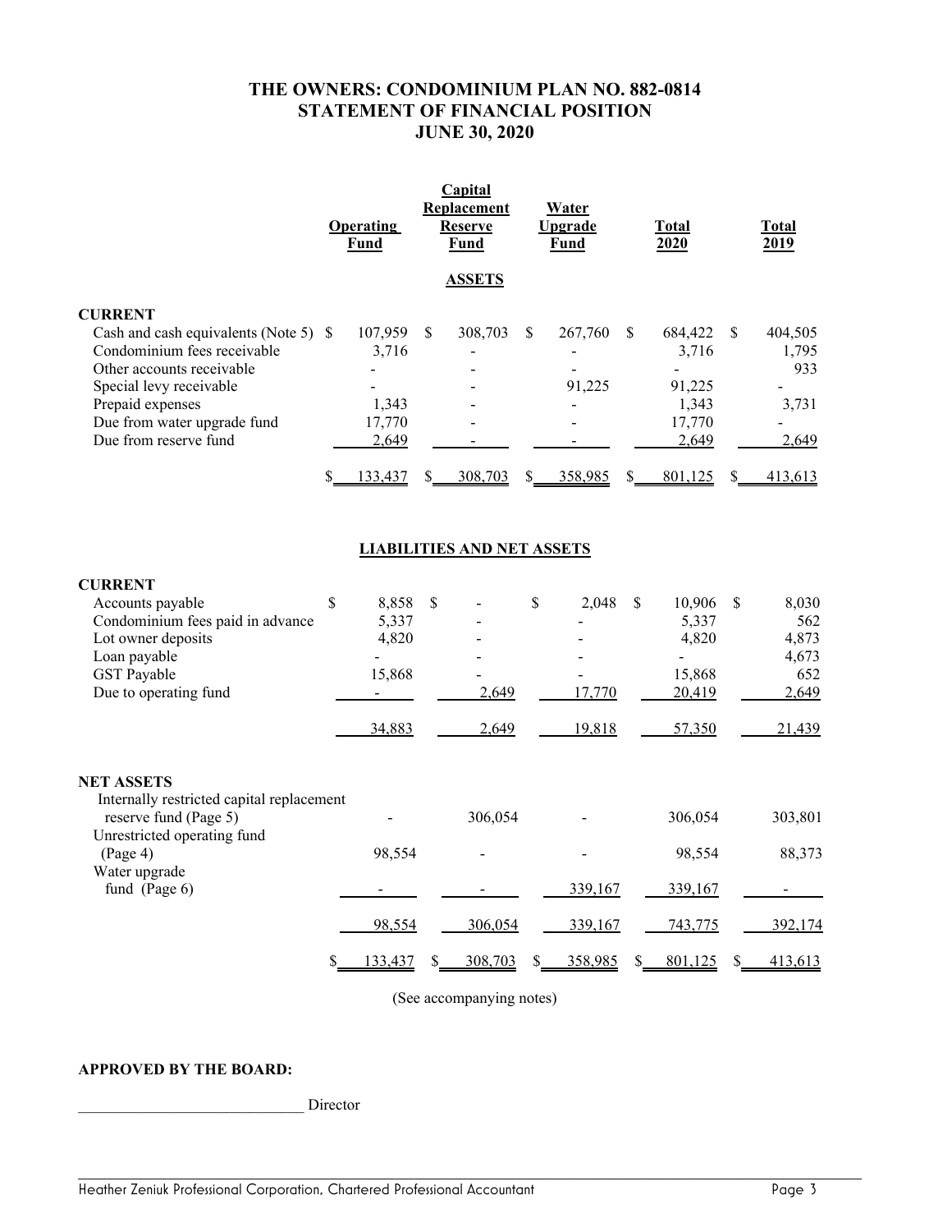# THE OWNERS: CONDOMINIUM PLAN NO. 882-0814
## STATEMENT OF FINANCIAL POSITION
## JUNE 30, 2020

| | Operating Fund | Capital Replacement Reserve Fund | Water Upgrade Fund | Total 2020 | Total 2019 |
|---|---|---|---|---|---|
| | | **ASSETS** | | | |
| **CURRENT** | | | | | |
| Cash and cash equivalents (Note 5) | $ 107,959 | $ 308,703 | $ 267,760 | $ 684,422 | $ 404,505 |
| Condominium fees receivable | 3,716 | - | - | 3,716 | 1,795 |
| Other accounts receivable | - | - | - | - | 933 |
| Special levy receivable | - | - | 91,225 | 91,225 | - |
| Prepaid expenses | 1,343 | - | - | 1,343 | 3,731 |
| Due from water upgrade fund | 17,770 | - | - | 17,770 | - |
| Due from reserve fund | 2,649 | - | - | 2,649 | 2,649 |
| | $ 133,437 | $ 308,703 | $ 358,985 | $ 801,125 | $ 413,613 |
| | | **LIABILITIES AND NET ASSETS** | | | |
| **CURRENT** | | | | | |
| Accounts payable | $ 8,858 | $ - | $ 2,048 | $ 10,906 | $ 8,030 |
| Condominium fees paid in advance | 5,337 | - | - | 5,337 | 562 |
| Lot owner deposits | 4,820 | - | - | 4,820 | 4,873 |
| Loan payable | - | - | - | - | 4,673 |
| GST Payable | 15,868 | - | - | 15,868 | 652 |
| Due to operating fund | - | 2,649 | 17,770 | 20,419 | 2,649 |
| | 34,883 | 2,649 | 19,818 | 57,350 | 21,439 |
| **NET ASSETS** | | | | | |
| Internally restricted capital replacement reserve fund (Page 5) | - | 306,054 | - | 306,054 | 303,801 |
| Unrestricted operating fund (Page 4) | 98,554 | - | - | 98,554 | 88,373 |
| Water upgrade fund (Page 6) | - | - | 339,167 | 339,167 | - |
| | 98,554 | 306,054 | 339,167 | 743,775 | 392,174 |
| | $ 133,437 | $ 308,703 | $ 358,985 | $ 801,125 | $ 413,613 |

(See accompanying notes)

**APPROVED BY THE BOARD:**

_____________________________ Director

Heather Zeniuk Professional Corporation, Chartered Professional Accountant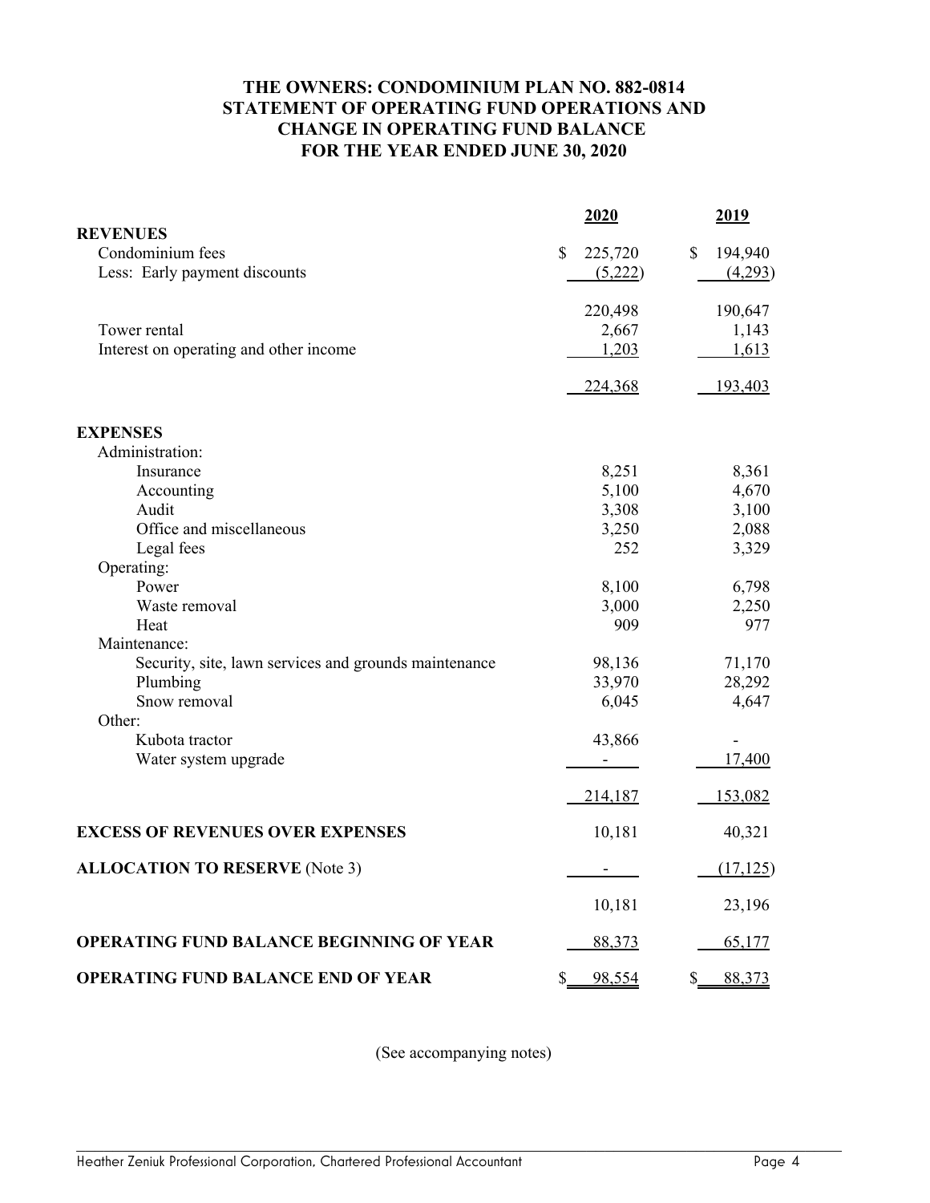# THE OWNERS: CONDOMINIUM PLAN NO. 882-0814
# STATEMENT OF OPERATING FUND OPERATIONS AND CHANGE IN OPERATING FUND BALANCE
# FOR THE YEAR ENDED JUNE 30, 2020

| | 2020 | 2019 |
|---|---|---|
| **REVENUES** | | |
| Condominium fees | $ 225,720 | $ 194,940 |
| Less: Early payment discounts | (5,222) | (4,293) |
| | 220,498 | 190,647 |
| Tower rental | 2,667 | 1,143 |
| Interest on operating and other income | 1,203 | 1,613 |
| | 224,368 | 193,403 |
| **EXPENSES** | | |
| Administration: | | |
| Insurance | 8,251 | 8,361 |
| Accounting | 5,100 | 4,670 |
| Audit | 3,308 | 3,100 |
| Office and miscellaneous | 3,250 | 2,088 |
| Legal fees | 252 | 3,329 |
| Operating: | | |
| Power | 8,100 | 6,798 |
| Waste removal | 3,000 | 2,250 |
| Heat | 909 | 977 |
| Maintenance: | | |
| Security, site, lawn services and grounds maintenance | 98,136 | 71,170 |
| Plumbing | 33,970 | 28,292 |
| Snow removal | 6,045 | 4,647 |
| Other: | | |
| Kubota tractor | 43,866 | - |
| Water system upgrade | - | 17,400 |
| | 214,187 | 153,082 |
| **EXCESS OF REVENUES OVER EXPENSES** | 10,181 | 40,321 |
| **ALLOCATION TO RESERVE** (Note 3) | - | (17,125) |
| | 10,181 | 23,196 |
| **OPERATING FUND BALANCE BEGINNING OF YEAR** | 88,373 | 65,177 |
| **OPERATING FUND BALANCE END OF YEAR** | $ 98,554 | $ 88,373 |

(See accompanying notes)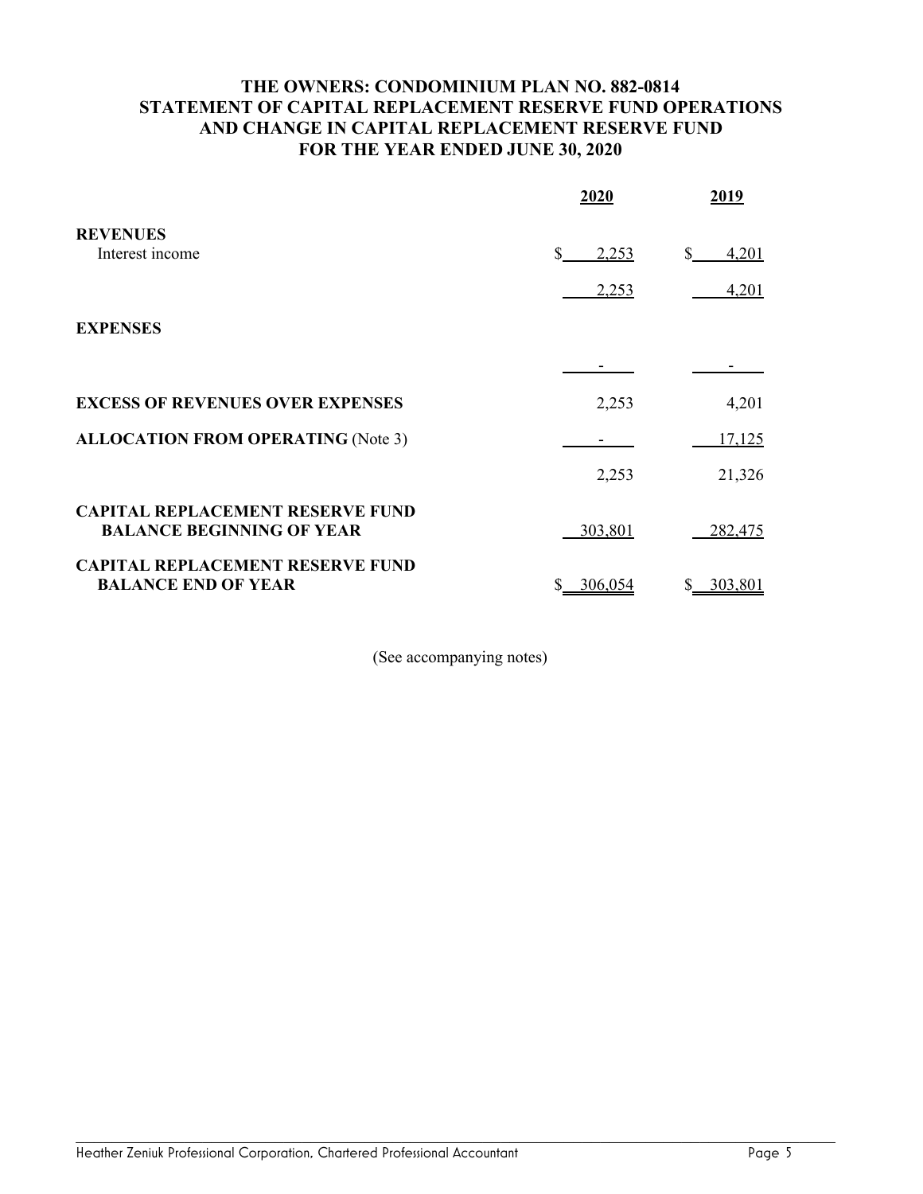**THE OWNERS: CONDOMINIUM PLAN NO. 882-0814**
**STATEMENT OF CAPITAL REPLACEMENT RESERVE FUND OPERATIONS**
**AND CHANGE IN CAPITAL REPLACEMENT RESERVE FUND**
**FOR THE YEAR ENDED JUNE 30, 2020**

| | 2020 | 2019 |
|---|---|---|
| **REVENUES** | | |
| Interest income | $ 2,253 | $ 4,201 |
| | 2,253 | 4,201 |
| **EXPENSES** | | |
| | - | - |
| **EXCESS OF REVENUES OVER EXPENSES** | 2,253 | 4,201 |
| **ALLOCATION FROM OPERATING** (Note 3) | - | 17,125 |
| | 2,253 | 21,326 |
| **CAPITAL REPLACEMENT RESERVE FUND BALANCE BEGINNING OF YEAR** | 303,801 | 282,475 |
| **CAPITAL REPLACEMENT RESERVE FUND BALANCE END OF YEAR** | $ 306,054 | $ 303,801 |

(See accompanying notes)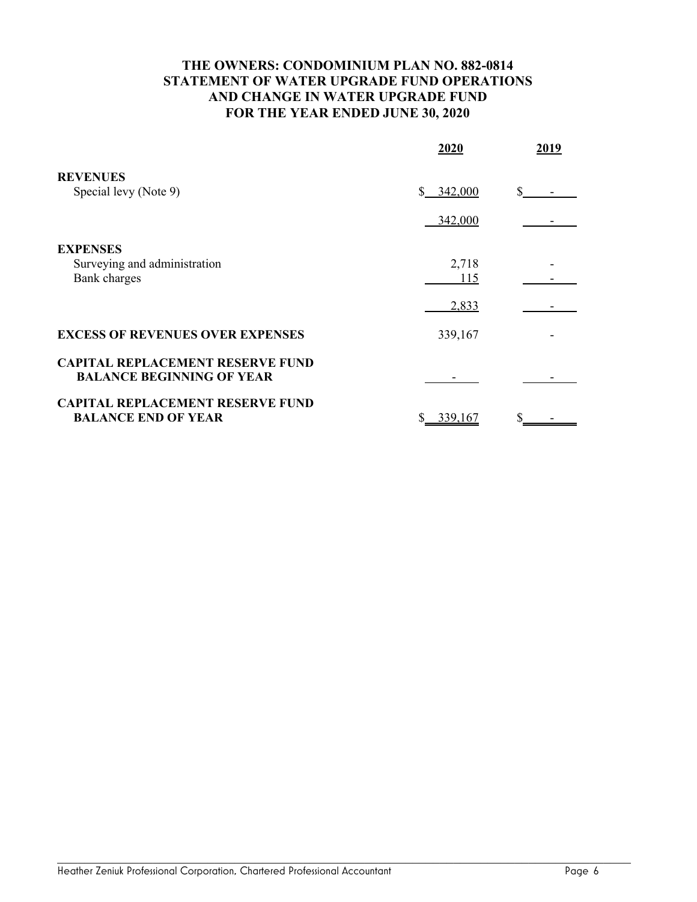# THE OWNERS: CONDOMINIUM PLAN NO. 882-0814
# STATEMENT OF WATER UPGRADE FUND OPERATIONS
# AND CHANGE IN WATER UPGRADE FUND
# FOR THE YEAR ENDED JUNE 30, 2020

| | 2020 | 2019 |
|---|---|---|
| **REVENUES** | | |
| Special levy (Note 9) | $ 342,000 | $ - |
| | 342,000 | - |
| **EXPENSES** | | |
| Surveying and administration | 2,718 | - |
| Bank charges | 115 | - |
| | 2,833 | - |
| **EXCESS OF REVENUES OVER EXPENSES** | 339,167 | - |
| **CAPITAL REPLACEMENT RESERVE FUND BALANCE BEGINNING OF YEAR** | - | - |
| **CAPITAL REPLACEMENT RESERVE FUND BALANCE END OF YEAR** | $ 339,167 | $ - |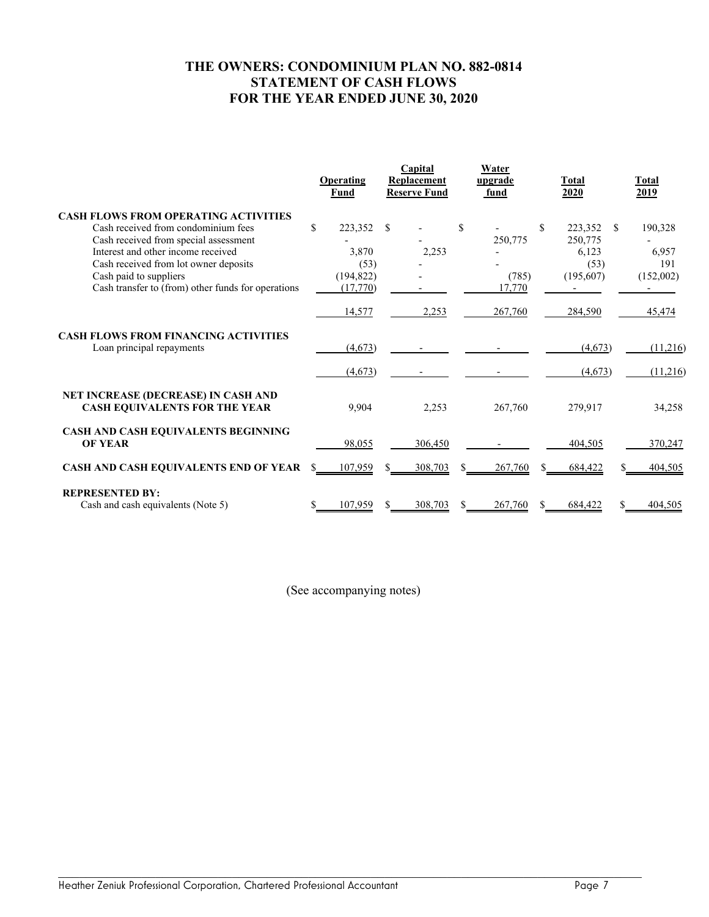# THE OWNERS: CONDOMINIUM PLAN NO. 882-0814
## STATEMENT OF CASH FLOWS
## FOR THE YEAR ENDED JUNE 30, 2020

| | Operating Fund | Capital Replacement Reserve Fund | Water upgrade fund | Total 2020 | Total 2019 |
|---|---|---|---|---|---|
| **CASH FLOWS FROM OPERATING ACTIVITIES** | | | | | |
| Cash received from condominium fees | $ 223,352 | $ - | $ - | $ 223,352 | $ 190,328 |
| Cash received from special assessment | - | - | 250,775 | 250,775 | - |
| Interest and other income received | 3,870 | 2,253 | - | 6,123 | 6,957 |
| Cash received from lot owner deposits | (53) | - | - | (53) | 191 |
| Cash paid to suppliers | (194,822) | - | (785) | (195,607) | (152,002) |
| Cash transfer to (from) other funds for operations | (17,770) | - | 17,770 | - | - |
| | 14,577 | 2,253 | 267,760 | 284,590 | 45,474 |
| **CASH FLOWS FROM FINANCING ACTIVITIES** | | | | | |
| Loan principal repayments | (4,673) | - | - | (4,673) | (11,216) |
| | (4,673) | - | - | (4,673) | (11,216) |
| **NET INCREASE (DECREASE) IN CASH AND CASH EQUIVALENTS FOR THE YEAR** | 9,904 | 2,253 | 267,760 | 279,917 | 34,258 |
| **CASH AND CASH EQUIVALENTS BEGINNING OF YEAR** | 98,055 | 306,450 | - | 404,505 | 370,247 |
| **CASH AND CASH EQUIVALENTS END OF YEAR** | $ 107,959 | $ 308,703 | $ 267,760 | $ 684,422 | $ 404,505 |
| **REPRESENTED BY:** | | | | | |
| Cash and cash equivalents (Note 5) | $ 107,959 | $ 308,703 | $ 267,760 | $ 684,422 | $ 404,505 |

(See accompanying notes)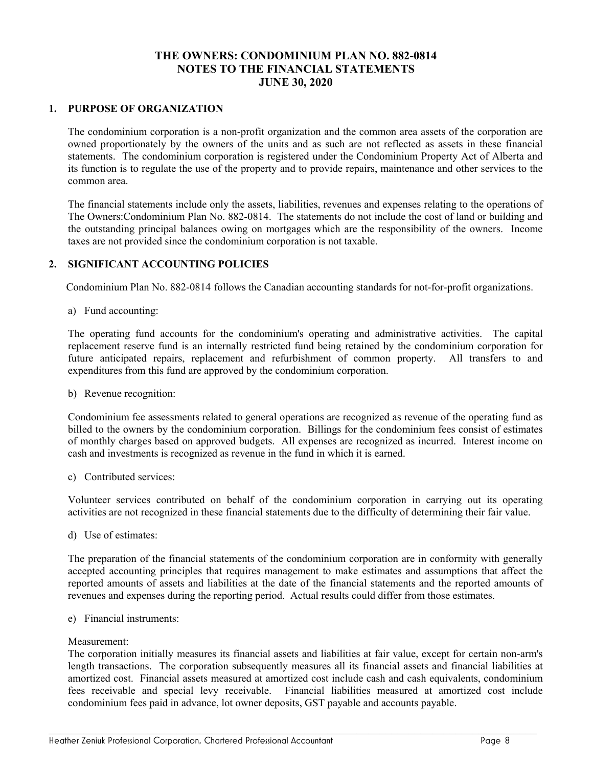# THE OWNERS: CONDOMINIUM PLAN NO. 882-0814
# NOTES TO THE FINANCIAL STATEMENTS
# JUNE 30, 2020

## 1. PURPOSE OF ORGANIZATION

The condominium corporation is a non-profit organization and the common area assets of the corporation are owned proportionately by the owners of the units and as such are not reflected as assets in these financial statements. The condominium corporation is registered under the Condominium Property Act of Alberta and its function is to regulate the use of the property and to provide repairs, maintenance and other services to the common area.

The financial statements include only the assets, liabilities, revenues and expenses relating to the operations of The Owners:Condominium Plan No. 882-0814. The statements do not include the cost of land or building and the outstanding principal balances owing on mortgages which are the responsibility of the owners. Income taxes are not provided since the condominium corporation is not taxable.

## 2. SIGNIFICANT ACCOUNTING POLICIES

Condominium Plan No. 882-0814 follows the Canadian accounting standards for not-for-profit organizations.

a) Fund accounting:

The operating fund accounts for the condominium's operating and administrative activities. The capital replacement reserve fund is an internally restricted fund being retained by the condominium corporation for future anticipated repairs, replacement and refurbishment of common property. All transfers to and expenditures from this fund are approved by the condominium corporation.

b) Revenue recognition:

Condominium fee assessments related to general operations are recognized as revenue of the operating fund as billed to the owners by the condominium corporation. Billings for the condominium fees consist of estimates of monthly charges based on approved budgets. All expenses are recognized as incurred. Interest income on cash and investments is recognized as revenue in the fund in which it is earned.

c) Contributed services:

Volunteer services contributed on behalf of the condominium corporation in carrying out its operating activities are not recognized in these financial statements due to the difficulty of determining their fair value.

d) Use of estimates:

The preparation of the financial statements of the condominium corporation are in conformity with generally accepted accounting principles that requires management to make estimates and assumptions that affect the reported amounts of assets and liabilities at the date of the financial statements and the reported amounts of revenues and expenses during the reporting period. Actual results could differ from those estimates.

e) Financial instruments:

Measurement:
The corporation initially measures its financial assets and liabilities at fair value, except for certain non-arm's length transactions. The corporation subsequently measures all its financial assets and financial liabilities at amortized cost. Financial assets measured at amortized cost include cash and cash equivalents, condominium fees receivable and special levy receivable. Financial liabilities measured at amortized cost include condominium fees paid in advance, lot owner deposits, GST payable and accounts payable.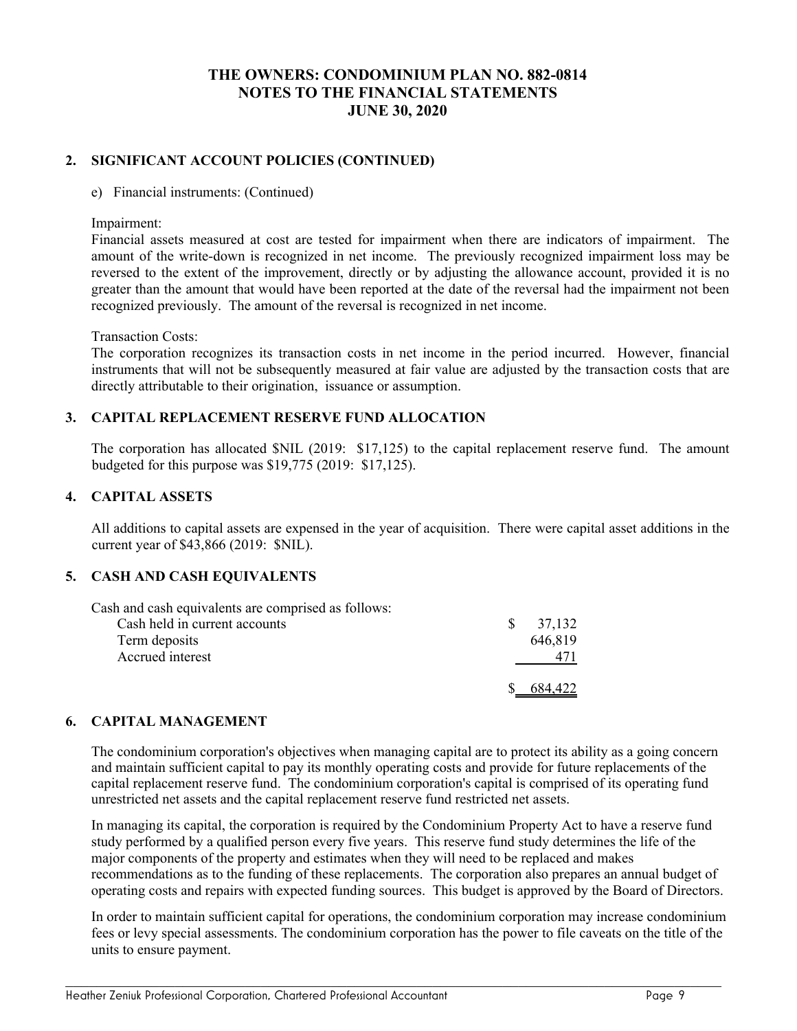# THE OWNERS: CONDOMINIUM PLAN NO. 882-0814
# NOTES TO THE FINANCIAL STATEMENTS
# JUNE 30, 2020

## 2. SIGNIFICANT ACCOUNT POLICIES (CONTINUED)

e) Financial instruments: (Continued)

Impairment:
Financial assets measured at cost are tested for impairment when there are indicators of impairment. The amount of the write-down is recognized in net income. The previously recognized impairment loss may be reversed to the extent of the improvement, directly or by adjusting the allowance account, provided it is no greater than the amount that would have been reported at the date of the reversal had the impairment not been recognized previously. The amount of the reversal is recognized in net income.

Transaction Costs:
The corporation recognizes its transaction costs in net income in the period incurred. However, financial instruments that will not be subsequently measured at fair value are adjusted by the transaction costs that are directly attributable to their origination, issuance or assumption.

## 3. CAPITAL REPLACEMENT RESERVE FUND ALLOCATION

The corporation has allocated $NIL (2019: $17,125) to the capital replacement reserve fund. The amount budgeted for this purpose was $19,775 (2019: $17,125).

## 4. CAPITAL ASSETS

All additions to capital assets are expensed in the year of acquisition. There were capital asset additions in the current year of $43,866 (2019: $NIL).

## 5. CASH AND CASH EQUIVALENTS

Cash and cash equivalents are comprised as follows:

| | |
|---|---|
| Cash held in current accounts | $ 37,132 |
| Term deposits | 646,819 |
| Accrued interest | 471 |
| | $ 684,422 |

## 6. CAPITAL MANAGEMENT

The condominium corporation's objectives when managing capital are to protect its ability as a going concern and maintain sufficient capital to pay its monthly operating costs and provide for future replacements of the capital replacement reserve fund. The condominium corporation's capital is comprised of its operating fund unrestricted net assets and the capital replacement reserve fund restricted net assets.

In managing its capital, the corporation is required by the Condominium Property Act to have a reserve fund study performed by a qualified person every five years. This reserve fund study determines the life of the major components of the property and estimates when they will need to be replaced and makes recommendations as to the funding of these replacements. The corporation also prepares an annual budget of operating costs and repairs with expected funding sources. This budget is approved by the Board of Directors.

In order to maintain sufficient capital for operations, the condominium corporation may increase condominium fees or levy special assessments. The condominium corporation has the power to file caveats on the title of the units to ensure payment.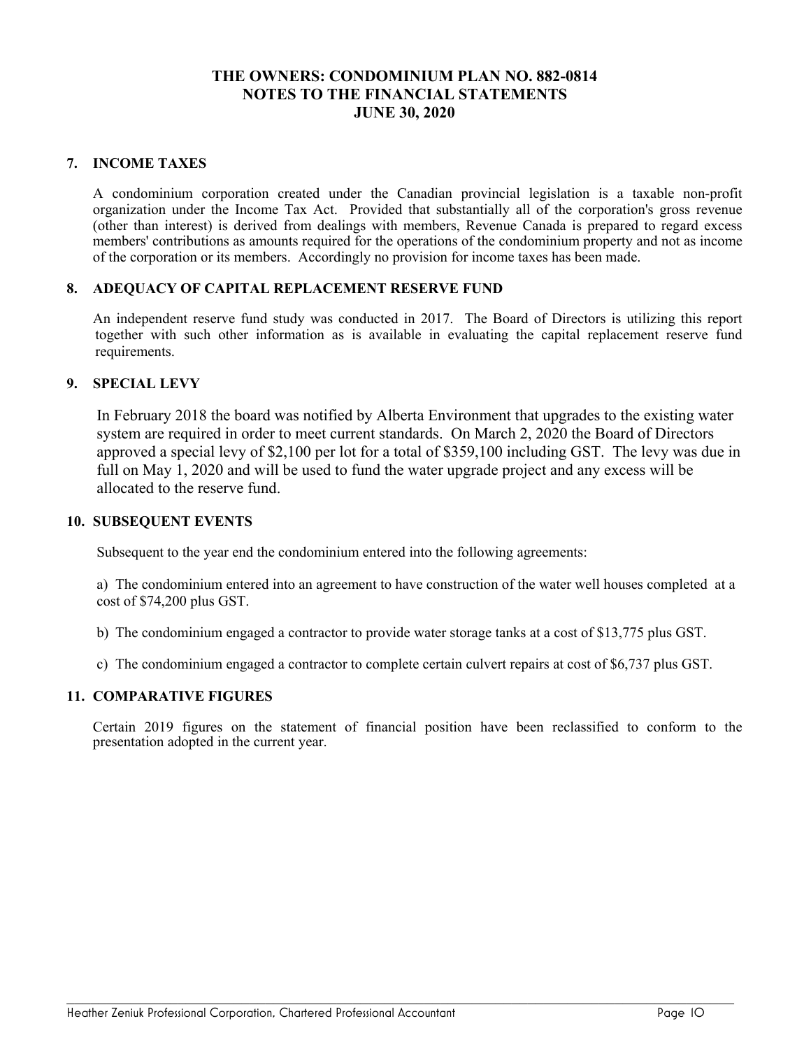# THE OWNERS: CONDOMINIUM PLAN NO. 882-0814
# NOTES TO THE FINANCIAL STATEMENTS
# JUNE 30, 2020

## 7. INCOME TAXES

A condominium corporation created under the Canadian provincial legislation is a taxable non-profit organization under the Income Tax Act. Provided that substantially all of the corporation's gross revenue (other than interest) is derived from dealings with members, Revenue Canada is prepared to regard excess members' contributions as amounts required for the operations of the condominium property and not as income of the corporation or its members. Accordingly no provision for income taxes has been made.

## 8. ADEQUACY OF CAPITAL REPLACEMENT RESERVE FUND

An independent reserve fund study was conducted in 2017. The Board of Directors is utilizing this report together with such other information as is available in evaluating the capital replacement reserve fund requirements.

## 9. SPECIAL LEVY

In February 2018 the board was notified by Alberta Environment that upgrades to the existing water system are required in order to meet current standards. On March 2, 2020 the Board of Directors approved a special levy of $2,100 per lot for a total of $359,100 including GST. The levy was due in full on May 1, 2020 and will be used to fund the water upgrade project and any excess will be allocated to the reserve fund.

## 10. SUBSEQUENT EVENTS

Subsequent to the year end the condominium entered into the following agreements:

a) The condominium entered into an agreement to have construction of the water well houses completed at a cost of $74,200 plus GST.

b) The condominium engaged a contractor to provide water storage tanks at a cost of $13,775 plus GST.

c) The condominium engaged a contractor to complete certain culvert repairs at cost of $6,737 plus GST.

## 11. COMPARATIVE FIGURES

Certain 2019 figures on the statement of financial position have been reclassified to conform to the presentation adopted in the current year.